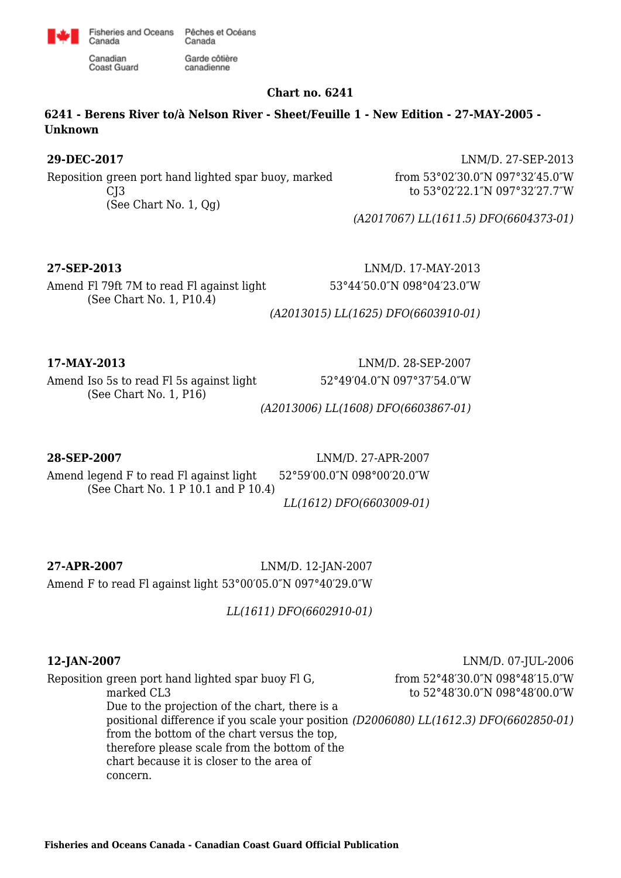Fisheries and Oceans Canada / Pêches et Océans Canada
Canadian Coast Guard / Garde côtière canadienne

## Chart no. 6241

### 6241 - Berens River to/à Nelson River - Sheet/Feuille 1 - New Edition - 27-MAY-2005 - Unknown

**29-DEC-2017** — LNM/D. 27-SEP-2013

Reposition green port hand lighted spar buoy, marked CJ3
(See Chart No. 1, Qg)

from 53°02′30.0″N 097°32′45.0″W
to 53°02′22.1″N 097°32′27.7″W

*(A2017067) LL(1611.5) DFO(6604373-01)*

**27-SEP-2013** — LNM/D. 17-MAY-2013

Amend Fl 79ft 7M to read Fl against light — 53°44′50.0″N 098°04′23.0″W
(See Chart No. 1, P10.4)

*(A2013015) LL(1625) DFO(6603910-01)*

**17-MAY-2013** — LNM/D. 28-SEP-2007

Amend Iso 5s to read Fl 5s against light — 52°49′04.0″N 097°37′54.0″W
(See Chart No. 1, P16)

*(A2013006) LL(1608) DFO(6603867-01)*

**28-SEP-2007** — LNM/D. 27-APR-2007

Amend legend F to read Fl against light — 52°59′00.0″N 098°00′20.0″W
(See Chart No. 1 P 10.1 and P 10.4)

*LL(1612) DFO(6603009-01)*

**27-APR-2007** — LNM/D. 12-JAN-2007

Amend F to read Fl against light 53°00′05.0″N 097°40′29.0″W

*LL(1611) DFO(6602910-01)*

**12-JAN-2007** — LNM/D. 07-JUL-2006

Reposition green port hand lighted spar buoy Fl G, marked CL3
Due to the projection of the chart, there is a positional difference if you scale your position from the bottom of the chart versus the top, therefore please scale from the bottom of the chart because it is closer to the area of concern.

from 52°48′30.0″N 098°48′15.0″W
to 52°48′30.0″N 098°48′00.0″W

*(D2006080) LL(1612.3) DFO(6602850-01)*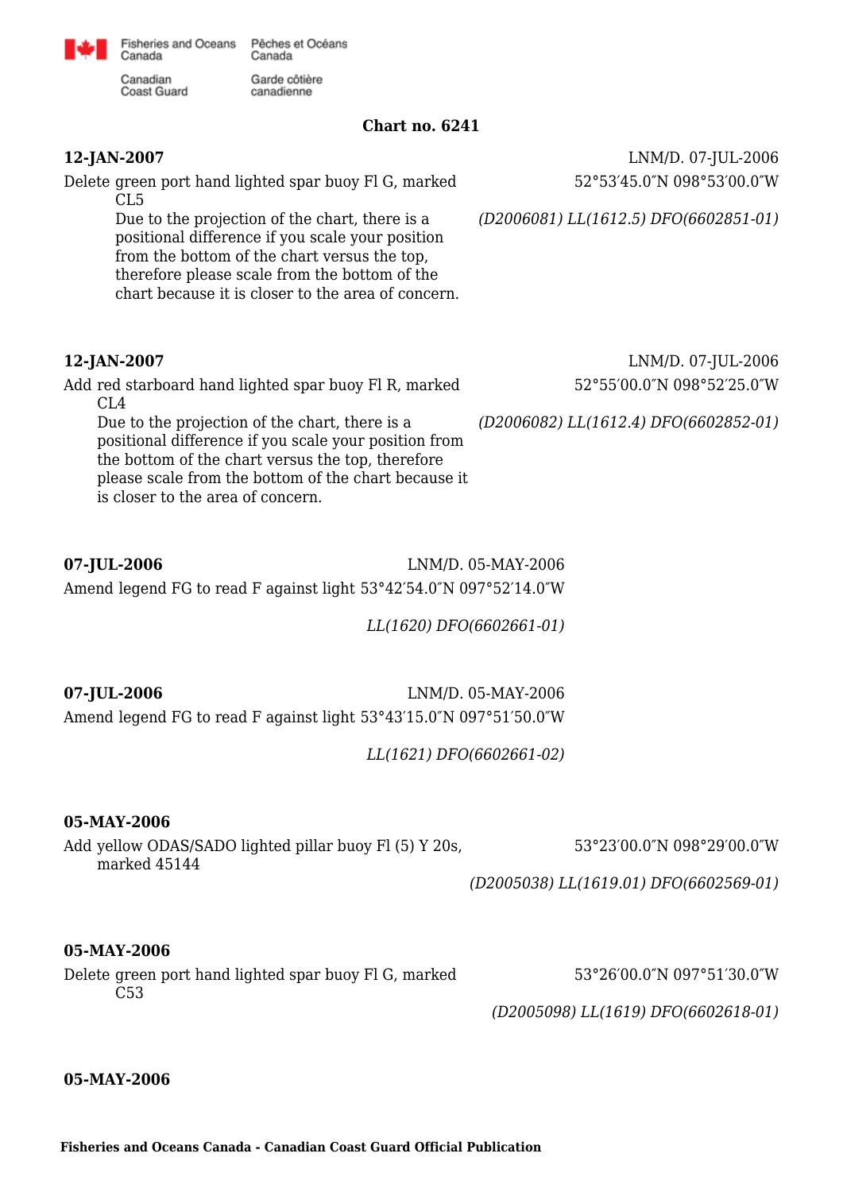**Chart no. 6241**

**12-JAN-2007**

LNM/D. 07-JUL-2006

Delete green port hand lighted spar buoy Fl G, marked CL5

52°53′45.0″N 098°53′00.0″W

Due to the projection of the chart, there is a positional difference if you scale your position from the bottom of the chart versus the top, therefore please scale from the bottom of the chart because it is closer to the area of concern.

*(D2006081) LL(1612.5) DFO(6602851-01)*

**12-JAN-2007**

LNM/D. 07-JUL-2006

Add red starboard hand lighted spar buoy Fl R, marked CL4

52°55′00.0″N 098°52′25.0″W

Due to the projection of the chart, there is a positional difference if you scale your position from the bottom of the chart versus the top, therefore please scale from the bottom of the chart because it is closer to the area of concern.

*(D2006082) LL(1612.4) DFO(6602852-01)*

**07-JUL-2006**

LNM/D. 05-MAY-2006

Amend legend FG to read F against light 53°42′54.0″N 097°52′14.0″W

*LL(1620) DFO(6602661-01)*

**07-JUL-2006**

LNM/D. 05-MAY-2006

Amend legend FG to read F against light 53°43′15.0″N 097°51′50.0″W

*LL(1621) DFO(6602661-02)*

**05-MAY-2006**

Add yellow ODAS/SADO lighted pillar buoy Fl (5) Y 20s, marked 45144

53°23′00.0″N 098°29′00.0″W

*(D2005038) LL(1619.01) DFO(6602569-01)*

**05-MAY-2006**

Delete green port hand lighted spar buoy Fl G, marked C53

53°26′00.0″N 097°51′30.0″W

*(D2005098) LL(1619) DFO(6602618-01)*

**05-MAY-2006**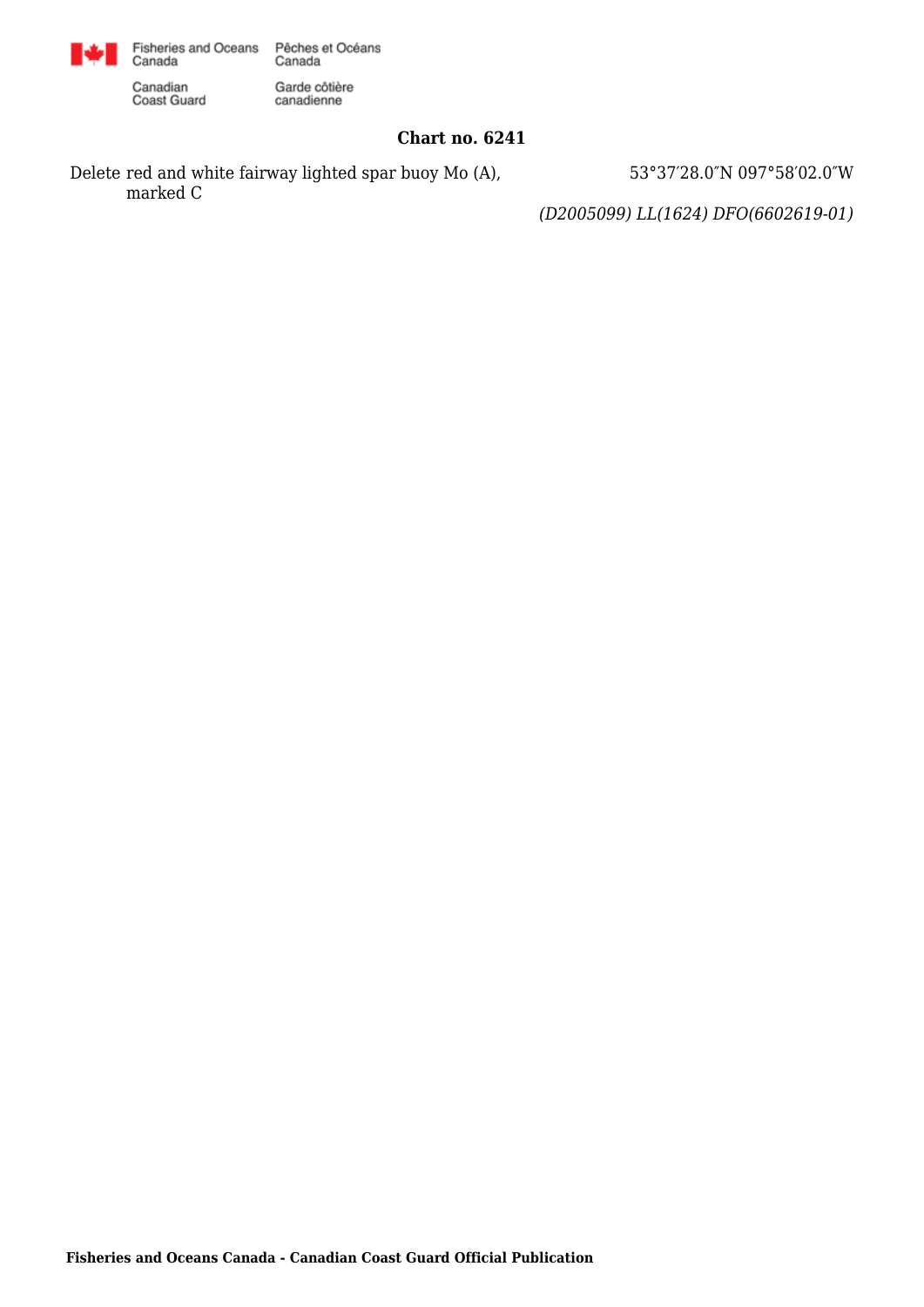**Chart no. 6241**

Delete red and white fairway lighted spar buoy Mo (A), marked C

53°37′28.0″N 097°58′02.0″W

*(D2005099) LL(1624) DFO(6602619-01)*